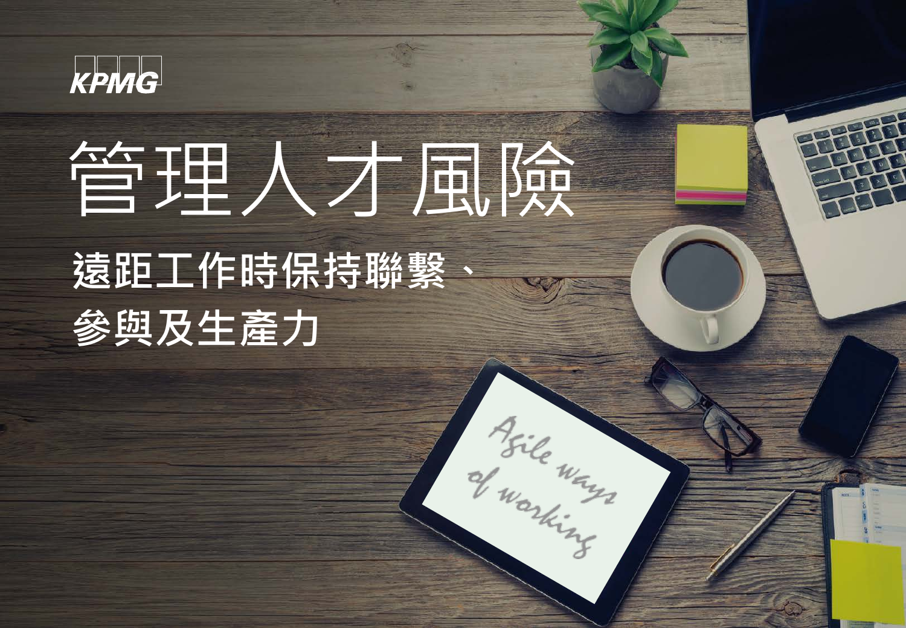KPMG

# 管理人才風險

## 遠距工作時保持聯繫、參與及生產力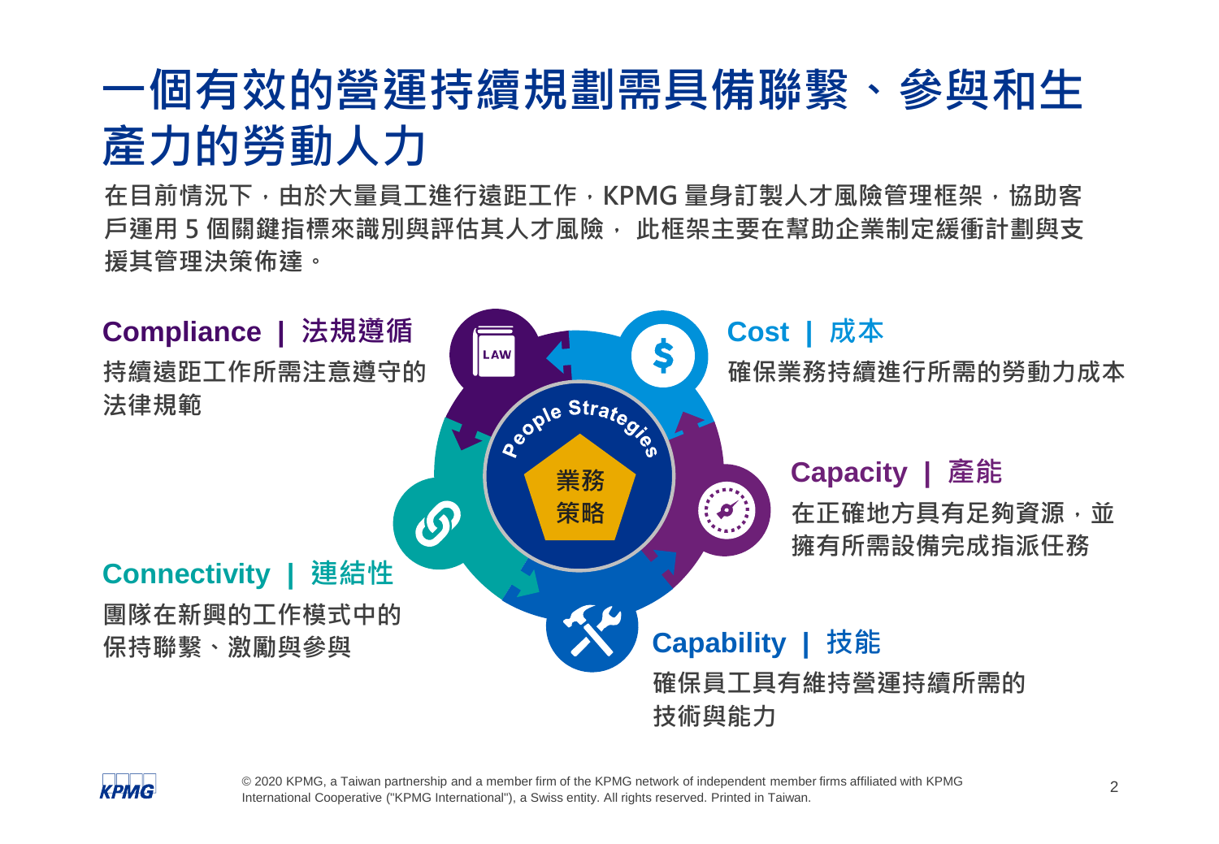# 一個有效的營運持續規劃需具備聯繫、參與和生產力的勞動人力

在目前情況下，由於大量員工進行遠距工作，KPMG 量身訂製人才風險管理框架，協助客戶運用 5 個關鍵指標來識別與評估其人才風險， 此框架主要在幫助企業制定緩衝計劃與支援其管理決策佈達。

People Strategies

業務策略

**Compliance | 法規遵循**

持續遠距工作所需注意遵守的法律規範

**Cost | 成本**

確保業務持續進行所需的勞動力成本

**Capacity | 產能**

在正確地方具有足夠資源，並擁有所需設備完成指派任務

**Capability | 技能**

確保員工具有維持營運持續所需的技術與能力

**Connectivity | 連結性**

團隊在新興的工作模式中的保持聯繫、激勵與參與

© 2020 KPMG, a Taiwan partnership and a member firm of the KPMG network of independent member firms affiliated with KPMG International Cooperative ("KPMG International"), a Swiss entity. All rights reserved. Printed in Taiwan.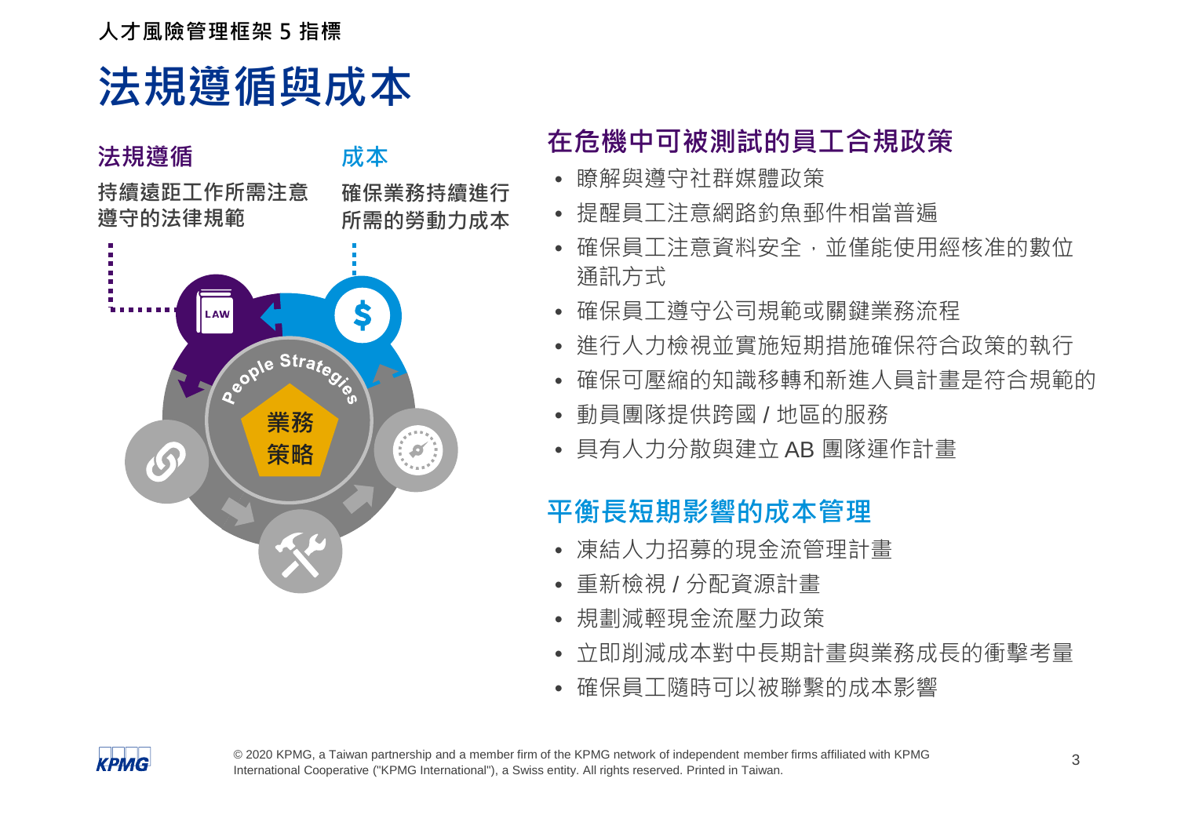人才風險管理框架 5 指標

# 法規遵循與成本

**法規遵循**

持續遠距工作所需注意遵守的法律規範

**成本**

確保業務持續進行所需的勞動力成本

## 在危機中可被測試的員工合規政策

- 瞭解與遵守社群媒體政策
- 提醒員工注意網路釣魚郵件相當普遍
- 確保員工注意資料安全，並僅能使用經核准的數位通訊方式
- 確保員工遵守公司規範或關鍵業務流程
- 進行人力檢視並實施短期措施確保符合政策的執行
- 確保可壓縮的知識移轉和新進人員計畫是符合規範的
- 動員團隊提供跨國 / 地區的服務
- 具有人力分散與建立 AB 團隊運作計畫

## 平衡長短期影響的成本管理

- 凍結人力招募的現金流管理計畫
- 重新檢視 / 分配資源計畫
- 規劃減輕現金流壓力政策
- 立即削減成本對中長期計畫與業務成長的衝擊考量
- 確保員工隨時可以被聯繫的成本影響

© 2020 KPMG, a Taiwan partnership and a member firm of the KPMG network of independent member firms affiliated with KPMG International Cooperative ("KPMG International"), a Swiss entity. All rights reserved. Printed in Taiwan.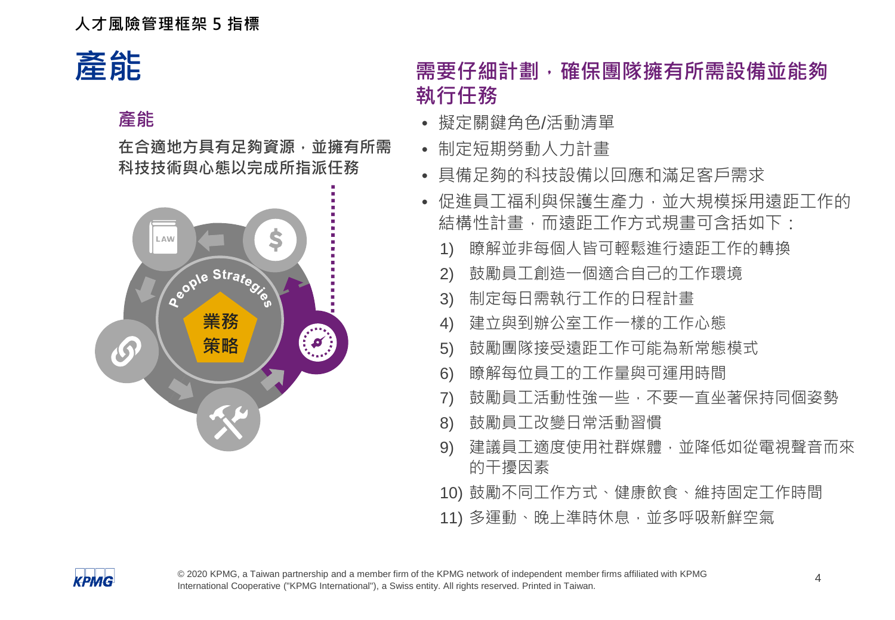人才風險管理框架 5 指標

# 產能

### 產能

**在合適地方具有足夠資源，並擁有所需科技技術與心態以完成所指派任務**

## 需要仔細計劃，確保團隊擁有所需設備並能夠執行任務

- 擬定關鍵角色/活動清單
- 制定短期勞動人力計畫
- 具備足夠的科技設備以回應和滿足客戶需求
- 促進員工福利與保護生產力，並大規模採用遠距工作的結構性計畫，而遠距工作方式規畫可含括如下：
  1) 瞭解並非每個人皆可輕鬆進行遠距工作的轉換
  2) 鼓勵員工創造一個適合自己的工作環境
  3) 制定每日需執行工作的日程計畫
  4) 建立與到辦公室工作一樣的工作心態
  5) 鼓勵團隊接受遠距工作可能為新常態模式
  6) 瞭解每位員工的工作量與可運用時間
  7) 鼓勵員工活動性強一些，不要一直坐著保持同個姿勢
  8) 鼓勵員工改變日常活動習慣
  9) 建議員工適度使用社群媒體，並降低如從電視聲音而來的干擾因素
  10) 鼓勵不同工作方式、健康飲食、維持固定工作時間
  11) 多運動、晚上準時休息，並多呼吸新鮮空氣

© 2020 KPMG, a Taiwan partnership and a member firm of the KPMG network of independent member firms affiliated with KPMG International Cooperative ("KPMG International"), a Swiss entity. All rights reserved. Printed in Taiwan.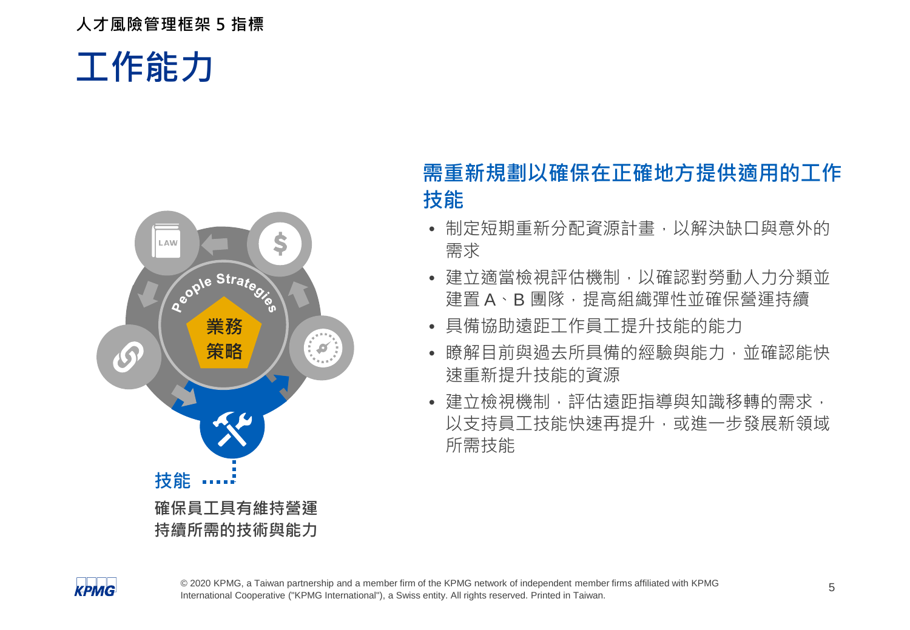人才風險管理框架 5 指標

# 工作能力

**技能**

**確保員工具有維持營運持續所需的技術與能力**

## 需重新規劃以確保在正確地方提供適用的工作技能

- 制定短期重新分配資源計畫，以解決缺口與意外的需求
- 建立適當檢視評估機制，以確認對勞動人力分類並建置 A、B 團隊，提高組織彈性並確保營運持續
- 具備協助遠距工作員工提升技能的能力
- 瞭解目前與過去所具備的經驗與能力，並確認能快速重新提升技能的資源
- 建立檢視機制，評估遠距指導與知識移轉的需求，以支持員工技能快速再提升，或進一步發展新領域所需技能

© 2020 KPMG, a Taiwan partnership and a member firm of the KPMG network of independent member firms affiliated with KPMG International Cooperative ("KPMG International"), a Swiss entity. All rights reserved. Printed in Taiwan.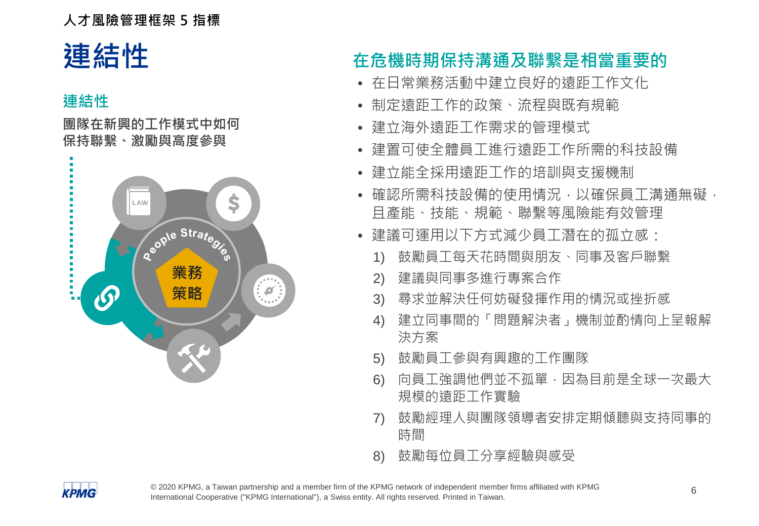人才風險管理框架 5 指標

# 連結性

## 連結性

**團隊在新興的工作模式中如何保持聯繫、激勵與高度參與**

## 在危機時期保持溝通及聯繫是相當重要的

- 在日常業務活動中建立良好的遠距工作文化
- 制定遠距工作的政策、流程與既有規範
- 建立海外遠距工作需求的管理模式
- 建置可使全體員工進行遠距工作所需的科技設備
- 建立能全採用遠距工作的培訓與支援機制
- 確認所需科技設備的使用情況，以確保員工溝通無礙，且產能、技能、規範、聯繫等風險能有效管理
- 建議可運用以下方式減少員工潛在的孤立感：
  1) 鼓勵員工每天花時間與朋友、同事及客戶聯繫
  2) 建議與同事多進行專案合作
  3) 尋求並解決任何妨礙發揮作用的情況或挫折感
  4) 建立同事間的「問題解決者」機制並酌情向上呈報解決方案
  5) 鼓勵員工參與有興趣的工作團隊
  6) 向員工強調他們並不孤單，因為目前是全球一次最大規模的遠距工作實驗
  7) 鼓勵經理人與團隊領導者安排定期傾聽與支持同事的時間
  8) 鼓勵每位員工分享經驗與感受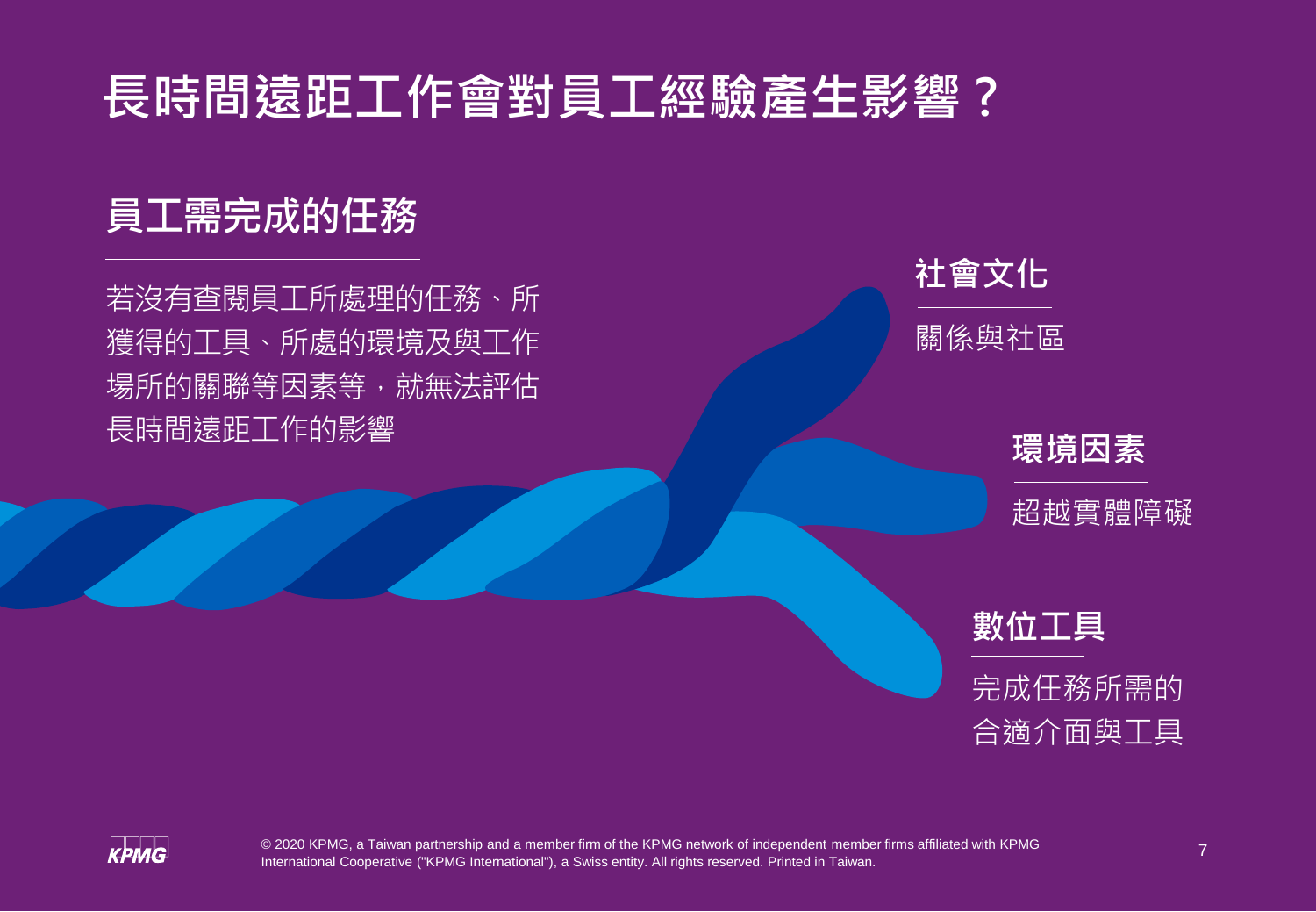# 長時間遠距工作會對員工經驗產生影響？

## 員工需完成的任務

若沒有查閱員工所處理的任務、所獲得的工具、所處的環境及與工作場所的關聯等因素等，就無法評估長時間遠距工作的影響

### 社會文化

關係與社區

### 環境因素

超越實體障礙

### 數位工具

完成任務所需的合適介面與工具

© 2020 KPMG, a Taiwan partnership and a member firm of the KPMG network of independent member firms affiliated with KPMG International Cooperative ("KPMG International"), a Swiss entity. All rights reserved. Printed in Taiwan.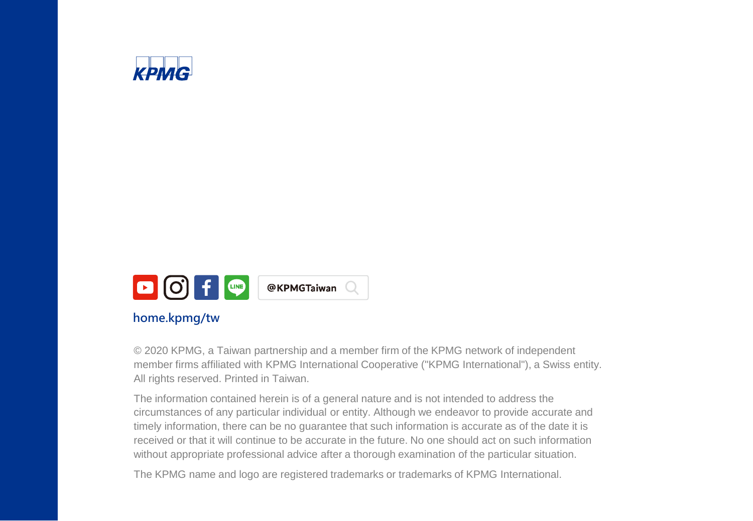KPMG

@KPMGTaiwan

home.kpmg/tw

© 2020 KPMG, a Taiwan partnership and a member firm of the KPMG network of independent member firms affiliated with KPMG International Cooperative ("KPMG International"), a Swiss entity. All rights reserved. Printed in Taiwan.

The information contained herein is of a general nature and is not intended to address the circumstances of any particular individual or entity. Although we endeavor to provide accurate and timely information, there can be no guarantee that such information is accurate as of the date it is received or that it will continue to be accurate in the future. No one should act on such information without appropriate professional advice after a thorough examination of the particular situation.

The KPMG name and logo are registered trademarks or trademarks of KPMG International.